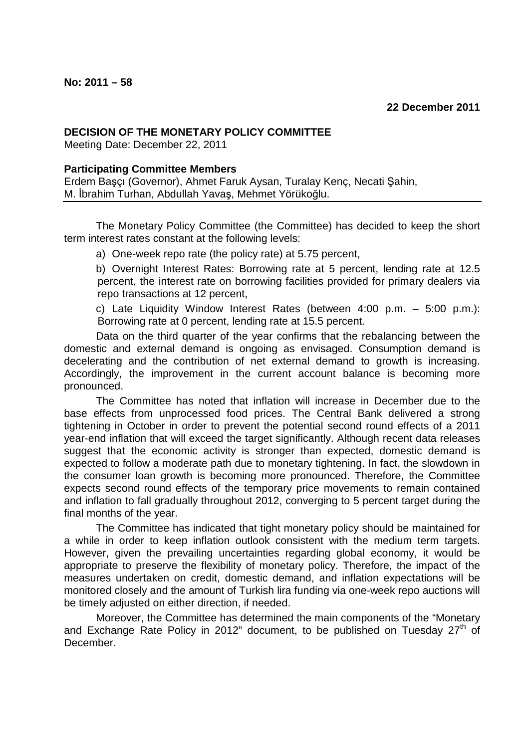**No: 2011 – 58**

**22 December 2011**

**DECISION OF THE MONETARY POLICY COMMITTEE**

Meeting Date: December 22, 2011

**Participating Committee Members**

Erdem Başçı (Governor), Ahmet Faruk Aysan, Turalay Kenç, Necati Şahin, M. İbrahim Turhan, Abdullah Yavaş, Mehmet Yörükoğlu.

---

The Monetary Policy Committee (the Committee) has decided to keep the short term interest rates constant at the following levels:

a) One-week repo rate (the policy rate) at 5.75 percent,

b) Overnight Interest Rates: Borrowing rate at 5 percent, lending rate at 12.5 percent, the interest rate on borrowing facilities provided for primary dealers via repo transactions at 12 percent,

c) Late Liquidity Window Interest Rates (between 4:00 p.m. – 5:00 p.m.): Borrowing rate at 0 percent, lending rate at 15.5 percent.

Data on the third quarter of the year confirms that the rebalancing between the domestic and external demand is ongoing as envisaged. Consumption demand is decelerating and the contribution of net external demand to growth is increasing. Accordingly, the improvement in the current account balance is becoming more pronounced.

The Committee has noted that inflation will increase in December due to the base effects from unprocessed food prices. The Central Bank delivered a strong tightening in October in order to prevent the potential second round effects of a 2011 year-end inflation that will exceed the target significantly. Although recent data releases suggest that the economic activity is stronger than expected, domestic demand is expected to follow a moderate path due to monetary tightening. In fact, the slowdown in the consumer loan growth is becoming more pronounced. Therefore, the Committee expects second round effects of the temporary price movements to remain contained and inflation to fall gradually throughout 2012, converging to 5 percent target during the final months of the year.

The Committee has indicated that tight monetary policy should be maintained for a while in order to keep inflation outlook consistent with the medium term targets. However, given the prevailing uncertainties regarding global economy, it would be appropriate to preserve the flexibility of monetary policy. Therefore, the impact of the measures undertaken on credit, domestic demand, and inflation expectations will be monitored closely and the amount of Turkish lira funding via one-week repo auctions will be timely adjusted on either direction, if needed.

Moreover, the Committee has determined the main components of the "Monetary and Exchange Rate Policy in 2012" document, to be published on Tuesday 27th of December.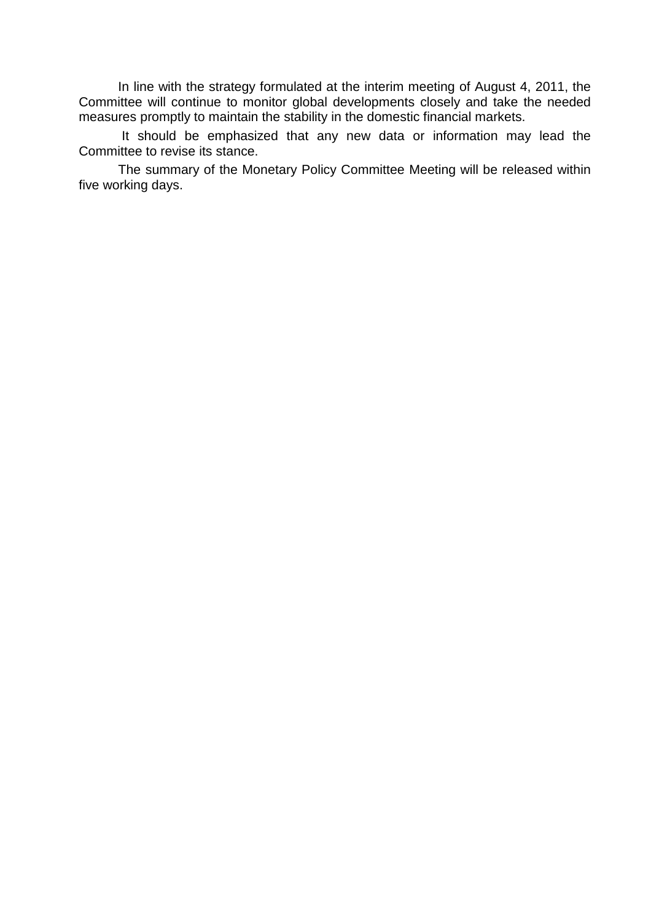In line with the strategy formulated at the interim meeting of August 4, 2011, the Committee will continue to monitor global developments closely and take the needed measures promptly to maintain the stability in the domestic financial markets.

It should be emphasized that any new data or information may lead the Committee to revise its stance.

The summary of the Monetary Policy Committee Meeting will be released within five working days.